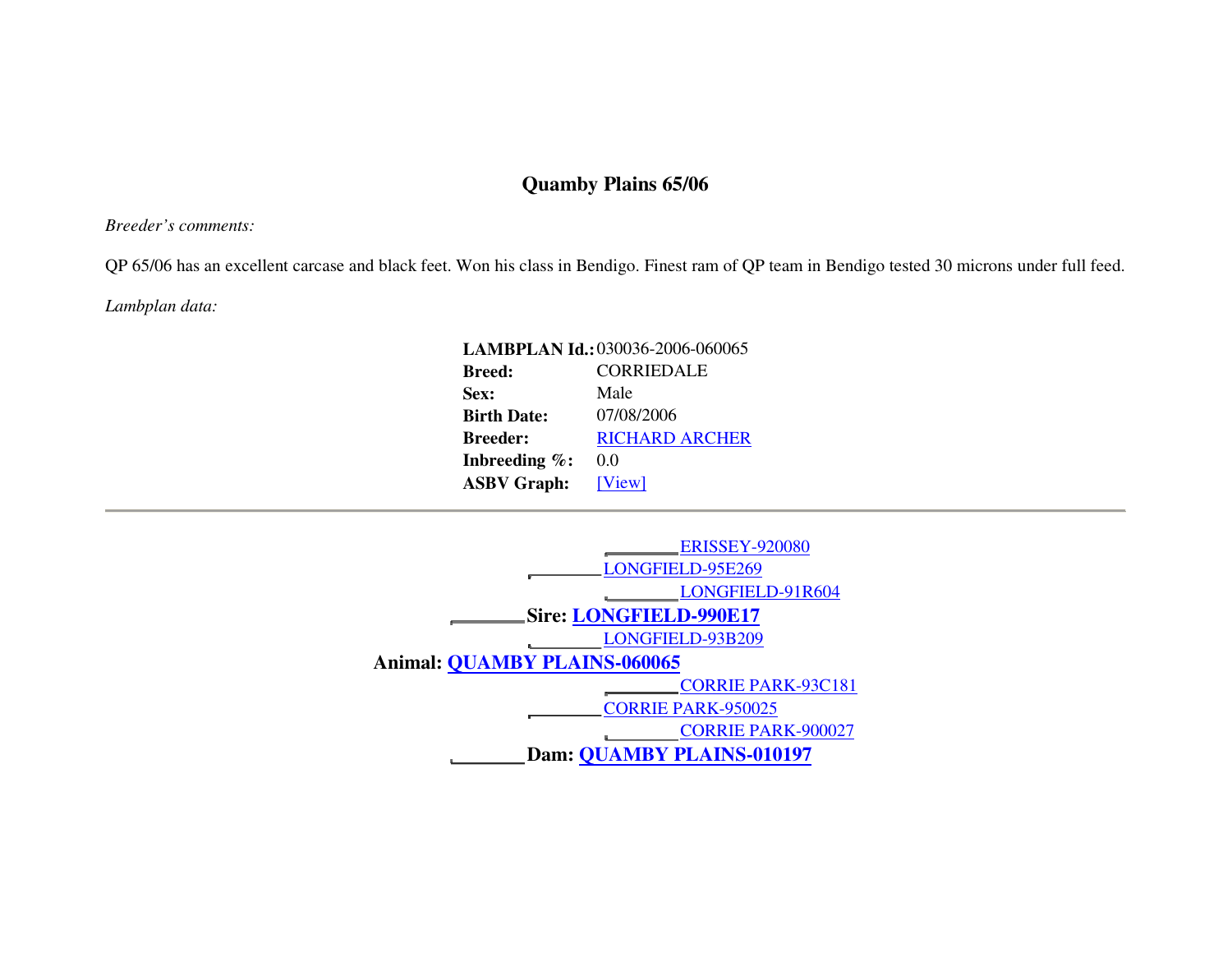# Quamby Plains 65/06

*Breeder's comments:*

QP 65/06 has an excellent carcase and black feet. Won his class in Bendigo. Finest ram of QP team in Bendigo tested 30 microns under full feed.

*Lambplan data:*

| | |
|---|---|
| **LAMBPLAN Id.:** | 030036-2006-060065 |
| **Breed:** | CORRIEDALE |
| **Sex:** | Male |
| **Birth Date:** | 07/08/2006 |
| **Breeder:** | RICHARD ARCHER |
| **Inbreeding %:** | 0.0 |
| **ASBV Graph:** | [View] |

---

- **Animal: QUAMBY PLAINS-060065**
  - **Sire: LONGFIELD-990E17**
    - LONGFIELD-95E269
      - ERISSEY-920080
      - LONGFIELD-91R604
    - LONGFIELD-93B209
  - **Dam: QUAMBY PLAINS-010197**
    - CORRIE PARK-950025
      - CORRIE PARK-93C181
      - CORRIE PARK-900027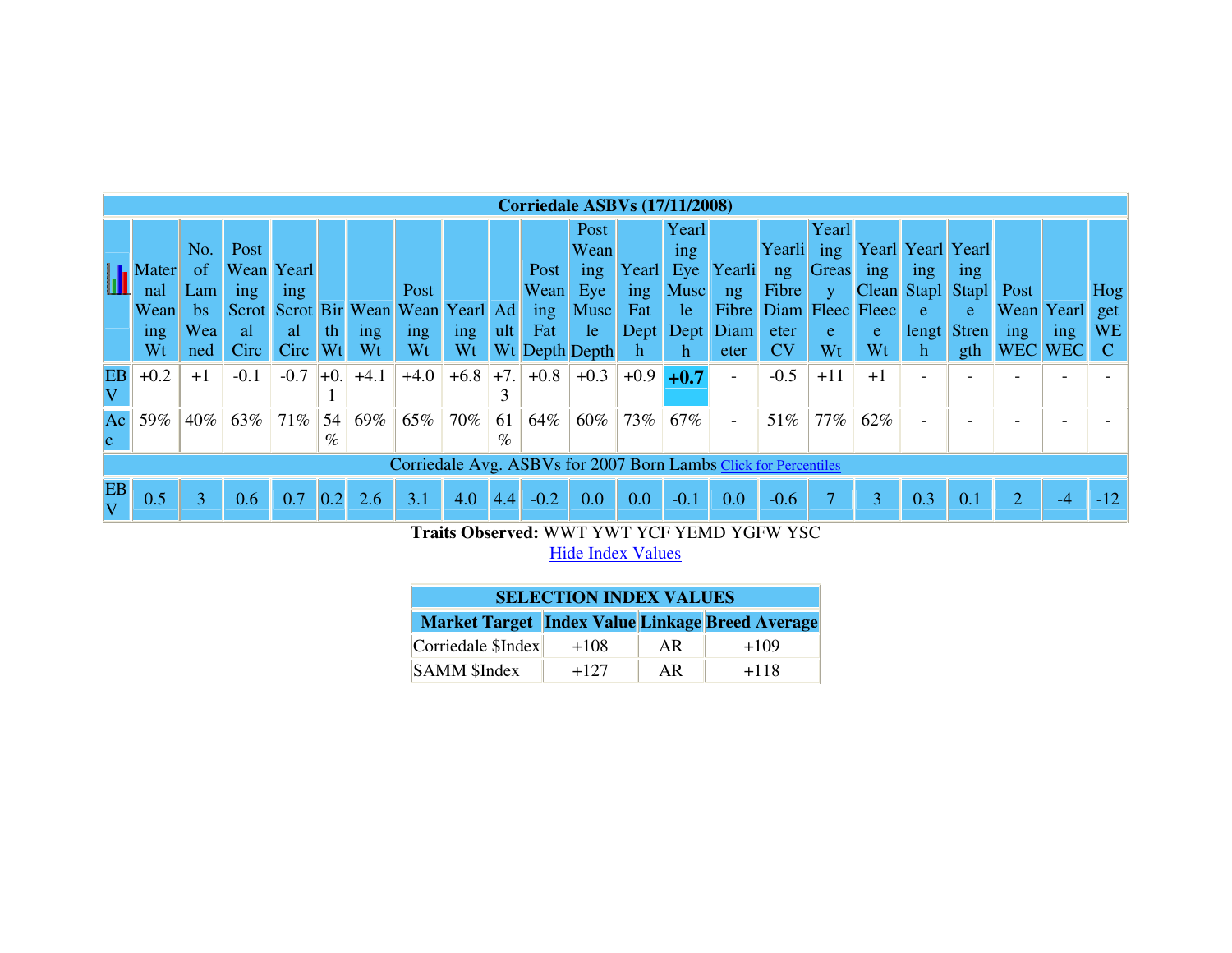**Corriedale ASBVs (17/11/2008)**

| | Maternal Weaning Wt | No. of Lambs Weaned | Post Weaning Scrotal Circ | Yearling Scrotal Circ | Birth Wt | Weaning Wt | Post Weaning Wt | Yearling Wt | Adult Wt | Post Weaning Fat Depth | Post Weaning Eye Muscle Depth | Yearling Fat Depth | Yearling Eye Muscle Depth | Yearling Fibre Diameter | Yearling Fibre Diameter CV | Yearling Greasy Fleece Wt | Yearling Clean Fleece Wt | Yearling Staple length | Yearling Staple Strength | Post Weaning WEC | Yearling WEC | Hogget WEC |
|---|---|---|---|---|---|---|---|---|---|---|---|---|---|---|---|---|---|---|---|---|---|---|
| EBV | +0.2 | +1 | -0.1 | -0.7 | +0.1 | +4.1 | +4.0 | +6.8 | +7.3 | +0.8 | +0.3 | +0.9 | **+0.7** | - | -0.5 | +11 | +1 | - | - | - | - | - |
| Acc | 59% | 40% | 63% | 71% | 54% | 69% | 65% | 70% | 61% | 64% | 60% | 73% | 67% | - | 51% | 77% | 62% | - | - | - | - | - |
| Corriedale Avg. ASBVs for 2007 Born Lambs Click for Percentiles | | | | | | | | | | | | | | | | | | | | | | |
| EBV | 0.5 | 3 | 0.6 | 0.7 | 0.2 | 2.6 | 3.1 | 4.0 | 4.4 | -0.2 | 0.0 | 0.0 | -0.1 | 0.0 | -0.6 | 7 | 3 | 0.3 | 0.1 | 2 | -4 | -12 |

**Traits Observed:** WWT YWT YCF YEMD YGFW YSC

Hide Index Values

**SELECTION INDEX VALUES**

| Market Target | Index Value | Linkage | Breed Average |
|---|---|---|---|
| Corriedale $Index | +108 | AR | +109 |
| SAMM $Index | +127 | AR | +118 |